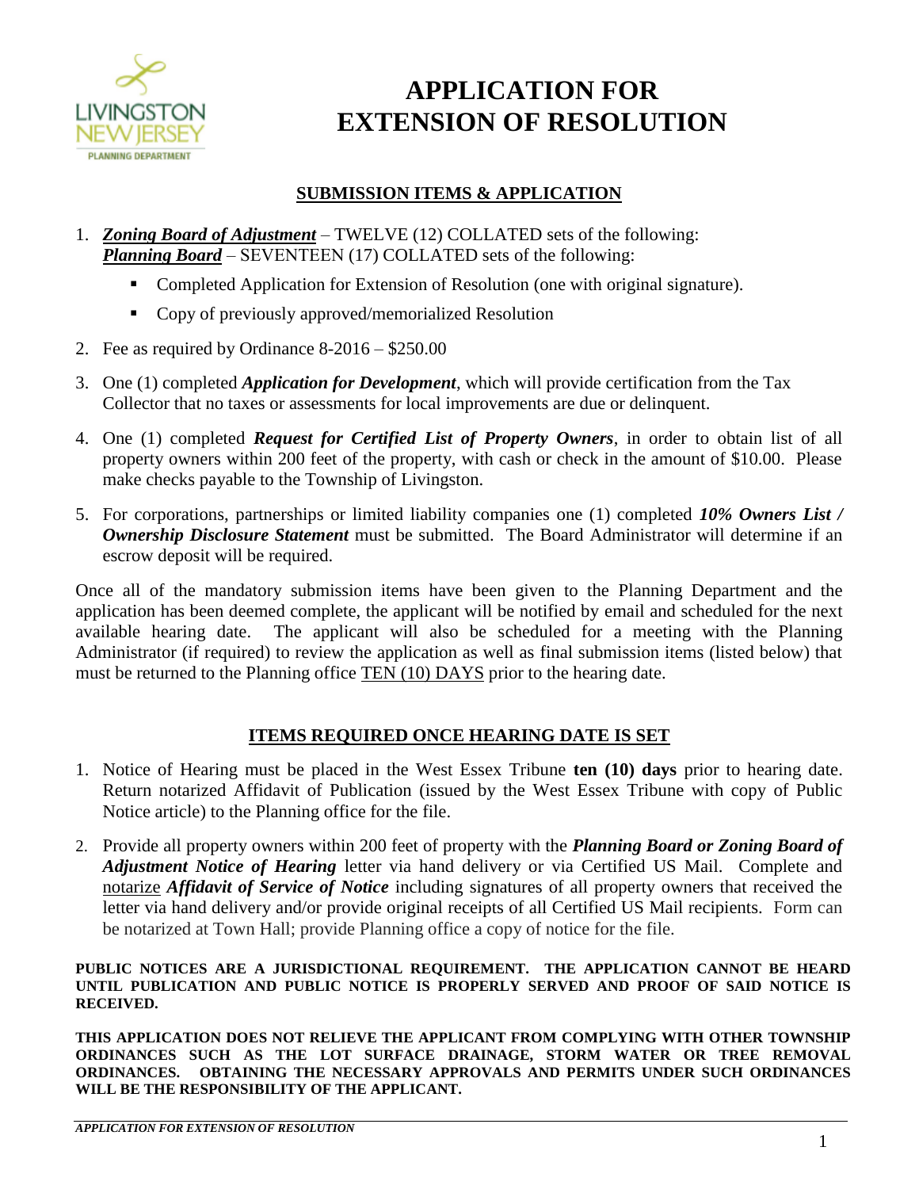LIVINGSTON NEW JERSEY
PLANNING DEPARTMENT

# APPLICATION FOR EXTENSION OF RESOLUTION

## SUBMISSION ITEMS & APPLICATION

1. ***Zoning Board of Adjustment*** – TWELVE (12) COLLATED sets of the following:
   ***Planning Board*** – SEVENTEEN (17) COLLATED sets of the following:
   - Completed Application for Extension of Resolution (one with original signature).
   - Copy of previously approved/memorialized Resolution
2. Fee as required by Ordinance 8-2016 – $250.00
3. One (1) completed ***Application for Development***, which will provide certification from the Tax Collector that no taxes or assessments for local improvements are due or delinquent.
4. One (1) completed ***Request for Certified List of Property Owners***, in order to obtain list of all property owners within 200 feet of the property, with cash or check in the amount of $10.00. Please make checks payable to the Township of Livingston.
5. For corporations, partnerships or limited liability companies one (1) completed ***10% Owners List / Ownership Disclosure Statement*** must be submitted. The Board Administrator will determine if an escrow deposit will be required.

Once all of the mandatory submission items have been given to the Planning Department and the application has been deemed complete, the applicant will be notified by email and scheduled for the next available hearing date. The applicant will also be scheduled for a meeting with the Planning Administrator (if required) to review the application as well as final submission items (listed below) that must be returned to the Planning office TEN (10) DAYS prior to the hearing date.

## ITEMS REQUIRED ONCE HEARING DATE IS SET

1. Notice of Hearing must be placed in the West Essex Tribune **ten (10) days** prior to hearing date. Return notarized Affidavit of Publication (issued by the West Essex Tribune with copy of Public Notice article) to the Planning office for the file.
2. Provide all property owners within 200 feet of property with the ***Planning Board or Zoning Board of Adjustment Notice of Hearing*** letter via hand delivery or via Certified US Mail. Complete and notarize ***Affidavit of Service of Notice*** including signatures of all property owners that received the letter via hand delivery and/or provide original receipts of all Certified US Mail recipients. Form can be notarized at Town Hall; provide Planning office a copy of notice for the file.

**PUBLIC NOTICES ARE A JURISDICTIONAL REQUIREMENT. THE APPLICATION CANNOT BE HEARD UNTIL PUBLICATION AND PUBLIC NOTICE IS PROPERLY SERVED AND PROOF OF SAID NOTICE IS RECEIVED.**

**THIS APPLICATION DOES NOT RELIEVE THE APPLICANT FROM COMPLYING WITH OTHER TOWNSHIP ORDINANCES SUCH AS THE LOT SURFACE DRAINAGE, STORM WATER OR TREE REMOVAL ORDINANCES. OBTAINING THE NECESSARY APPROVALS AND PERMITS UNDER SUCH ORDINANCES WILL BE THE RESPONSIBILITY OF THE APPLICANT.**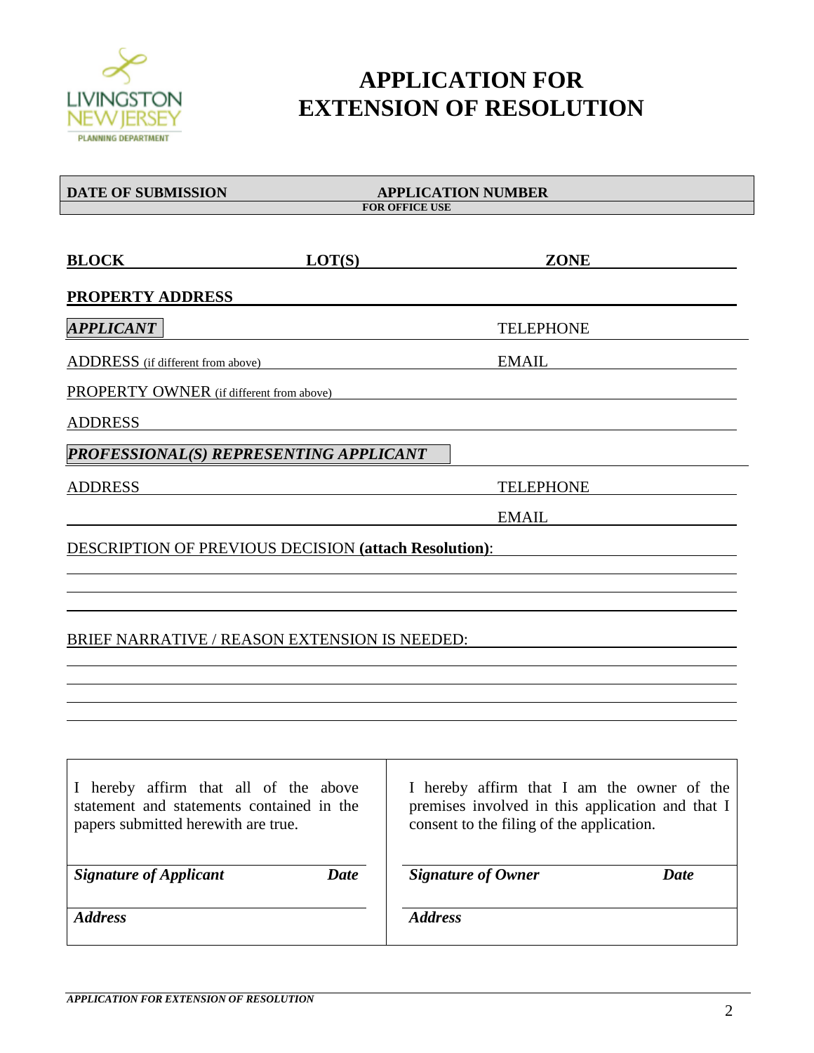LIVINGSTON NEW JERSEY
PLANNING DEPARTMENT

# APPLICATION FOR EXTENSION OF RESOLUTION

| DATE OF SUBMISSION | APPLICATION NUMBER |
|---|---|
| | FOR OFFICE USE |

**BLOCK** ____________ **LOT(S)** ____________ **ZONE** ____________

**PROPERTY ADDRESS** ____________

***APPLICANT*** ____________ TELEPHONE ____________

ADDRESS (if different from above) ____________ EMAIL ____________

PROPERTY OWNER (if different from above) ____________

ADDRESS ____________

***PROFESSIONAL(S) REPRESENTING APPLICANT*** ____________

ADDRESS ____________ TELEPHONE ____________

____________ EMAIL ____________

DESCRIPTION OF PREVIOUS DECISION **(attach Resolution)**: ____________

____________

____________

____________

BRIEF NARRATIVE / REASON EXTENSION IS NEEDED: ____________

____________

____________

____________

____________

| | |
|---|---|
| I hereby affirm that all of the above statement and statements contained in the papers submitted herewith are true. | I hereby affirm that I am the owner of the premises involved in this application and that I consent to the filing of the application. |
| ***Signature of Applicant*** ***Date*** | ***Signature of Owner*** ***Date*** |
| ***Address*** | ***Address*** |